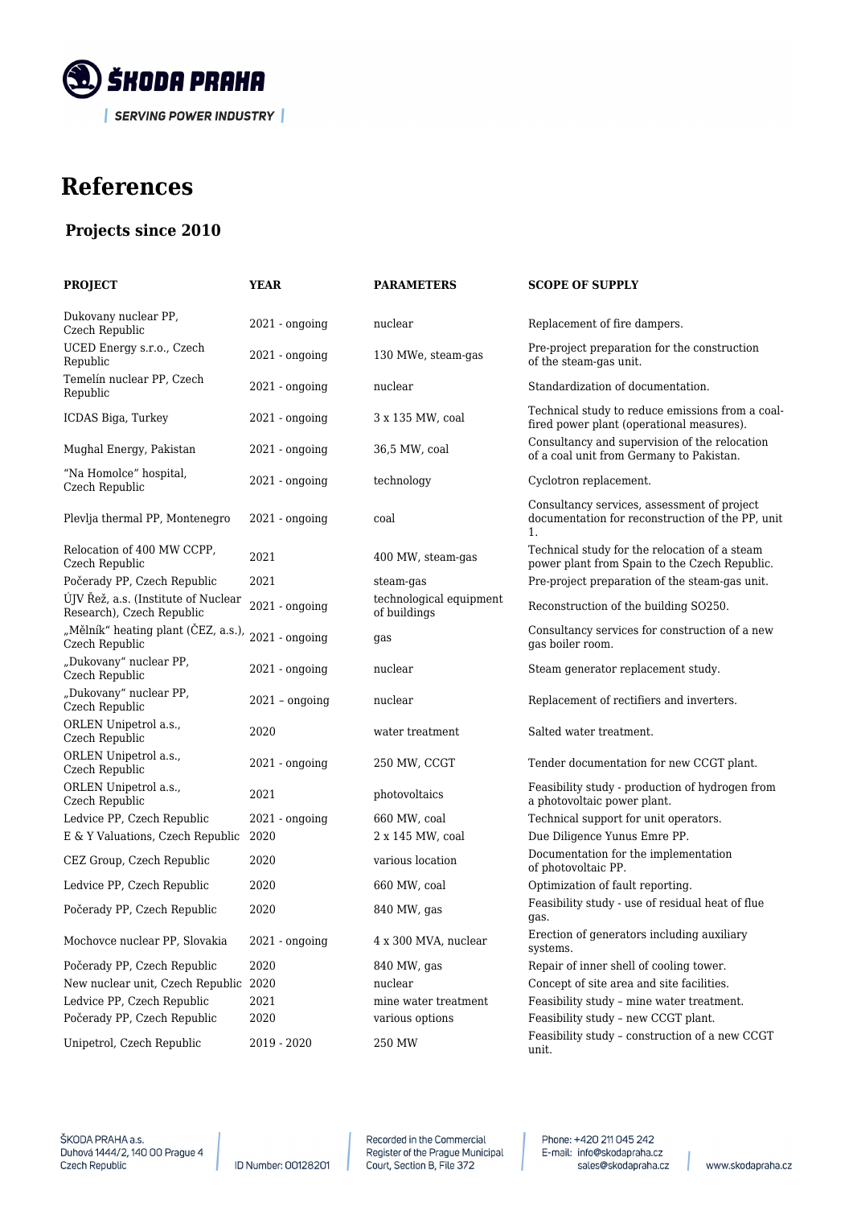ŠKODA PRAHA

SERVING POWER INDUSTRY

# References

## Projects since 2010

| PROJECT | YEAR | PARAMETERS | SCOPE OF SUPPLY |
|---|---|---|---|
| Dukovany nuclear PP, Czech Republic | 2021 - ongoing | nuclear | Replacement of fire dampers. |
| UCED Energy s.r.o., Czech Republic | 2021 - ongoing | 130 MWe, steam-gas | Pre-project preparation for the construction of the steam-gas unit. |
| Temelín nuclear PP, Czech Republic | 2021 - ongoing | nuclear | Standardization of documentation. |
| ICDAS Biga, Turkey | 2021 - ongoing | 3 x 135 MW, coal | Technical study to reduce emissions from a coal-fired power plant (operational measures). |
| Mughal Energy, Pakistan | 2021 - ongoing | 36,5 MW, coal | Consultancy and supervision of the relocation of a coal unit from Germany to Pakistan. |
| "Na Homolce" hospital, Czech Republic | 2021 - ongoing | technology | Cyclotron replacement. |
| Plevlja thermal PP, Montenegro | 2021 - ongoing | coal | Consultancy services, assessment of project documentation for reconstruction of the PP, unit 1. |
| Relocation of 400 MW CCPP, Czech Republic | 2021 | 400 MW, steam-gas | Technical study for the relocation of a steam power plant from Spain to the Czech Republic. |
| Počerady PP, Czech Republic | 2021 | steam-gas | Pre-project preparation of the steam-gas unit. |
| ÚJV Řež, a.s. (Institute of Nuclear Research), Czech Republic | 2021 - ongoing | technological equipment of buildings | Reconstruction of the building SO250. |
| „Mělník" heating plant (ČEZ, a.s.), Czech Republic | 2021 - ongoing | gas | Consultancy services for construction of a new gas boiler room. |
| „Dukovany" nuclear PP, Czech Republic | 2021 - ongoing | nuclear | Steam generator replacement study. |
| „Dukovany" nuclear PP, Czech Republic | 2021 – ongoing | nuclear | Replacement of rectifiers and inverters. |
| ORLEN Unipetrol a.s., Czech Republic | 2020 | water treatment | Salted water treatment. |
| ORLEN Unipetrol a.s., Czech Republic | 2021 - ongoing | 250 MW, CCGT | Tender documentation for new CCGT plant. |
| ORLEN Unipetrol a.s., Czech Republic | 2021 | photovoltaics | Feasibility study - production of hydrogen from a photovoltaic power plant. |
| Ledvice PP, Czech Republic | 2021 - ongoing | 660 MW, coal | Technical support for unit operators. |
| E & Y Valuations, Czech Republic | 2020 | 2 x 145 MW, coal | Due Diligence Yunus Emre PP. |
| CEZ Group, Czech Republic | 2020 | various location | Documentation for the implementation of photovoltaic PP. |
| Ledvice PP, Czech Republic | 2020 | 660 MW, coal | Optimization of fault reporting. |
| Počerady PP, Czech Republic | 2020 | 840 MW, gas | Feasibility study - use of residual heat of flue gas. |
| Mochovce nuclear PP, Slovakia | 2021 - ongoing | 4 x 300 MVA, nuclear | Erection of generators including auxiliary systems. |
| Počerady PP, Czech Republic | 2020 | 840 MW, gas | Repair of inner shell of cooling tower. |
| New nuclear unit, Czech Republic | 2020 | nuclear | Concept of site area and site facilities. |
| Ledvice PP, Czech Republic | 2021 | mine water treatment | Feasibility study – mine water treatment. |
| Počerady PP, Czech Republic | 2020 | various options | Feasibility study – new CCGT plant. |
| Unipetrol, Czech Republic | 2019 - 2020 | 250 MW | Feasibility study – construction of a new CCGT unit. |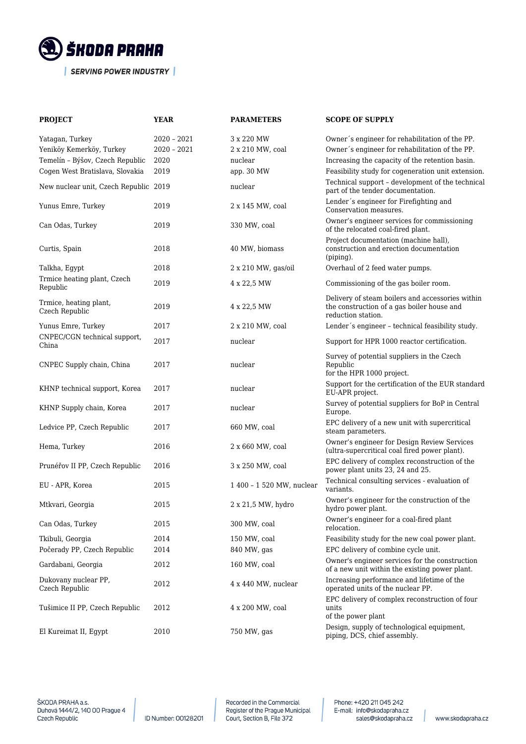| PROJECT | YEAR | PARAMETERS | SCOPE OF SUPPLY |
|---|---|---|---|
| Yatagan, Turkey | 2020 – 2021 | 3 x 220 MW | Owner´s engineer for rehabilitation of the PP. |
| Yeniköy Kemerköy, Turkey | 2020 – 2021 | 2 x 210 MW, coal | Owner´s engineer for rehabilitation of the PP. |
| Temelín – Býšov, Czech Republic | 2020 | nuclear | Increasing the capacity of the retention basin. |
| Cogen West Bratislava, Slovakia | 2019 | app. 30 MW | Feasibility study for cogeneration unit extension. |
| New nuclear unit, Czech Republic | 2019 | nuclear | Technical support – development of the technical part of the tender documentation. |
| Yunus Emre, Turkey | 2019 | 2 x 145 MW, coal | Lender´s engineer for Firefighting and Conservation measures. |
| Can Odas, Turkey | 2019 | 330 MW, coal | Owner's engineer services for commissioning of the relocated coal-fired plant. |
| Curtis, Spain | 2018 | 40 MW, biomass | Project documentation (machine hall), construction and erection documentation (piping). |
| Talkha, Egypt | 2018 | 2 x 210 MW, gas/oil | Overhaul of 2 feed water pumps. |
| Trmice heating plant, Czech Republic | 2019 | 4 x 22,5 MW | Commissioning of the gas boiler room. |
| Trmice, heating plant, Czech Republic | 2019 | 4 x 22,5 MW | Delivery of steam boilers and accessories within the construction of a gas boiler house and reduction station. |
| Yunus Emre, Turkey | 2017 | 2 x 210 MW, coal | Lender´s engineer – technical feasibility study. |
| CNPEC/CGN technical support, China | 2017 | nuclear | Support for HPR 1000 reactor certification. |
| CNPEC Supply chain, China | 2017 | nuclear | Survey of potential suppliers in the Czech Republic for the HPR 1000 project. |
| KHNP technical support, Korea | 2017 | nuclear | Support for the certification of the EUR standard EU-APR project. |
| KHNP Supply chain, Korea | 2017 | nuclear | Survey of potential suppliers for BoP in Central Europe. |
| Ledvice PP, Czech Republic | 2017 | 660 MW, coal | EPC delivery of a new unit with supercritical steam parameters. |
| Hema, Turkey | 2016 | 2 x 660 MW, coal | Owner's engineer for Design Review Services (ultra-supercritical coal fired power plant). |
| Prunéřov II PP, Czech Republic | 2016 | 3 x 250 MW, coal | EPC delivery of complex reconstruction of the power plant units 23, 24 and 25. |
| EU - APR, Korea | 2015 | 1 400 – 1 520 MW, nuclear | Technical consulting services - evaluation of variants. |
| Mtkvari, Georgia | 2015 | 2 x 21,5 MW, hydro | Owner's engineer for the construction of the hydro power plant. |
| Can Odas, Turkey | 2015 | 300 MW, coal | Owner's engineer for a coal-fired plant relocation. |
| Tkibuli, Georgia | 2014 | 150 MW, coal | Feasibility study for the new coal power plant. |
| Počerady PP, Czech Republic | 2014 | 840 MW, gas | EPC delivery of combine cycle unit. |
| Gardabani, Georgia | 2012 | 160 MW, coal | Owner's engineer services for the construction of a new unit within the existing power plant. |
| Dukovany nuclear PP, Czech Republic | 2012 | 4 x 440 MW, nuclear | Increasing performance and lifetime of the operated units of the nuclear PP. |
| Tušimice II PP, Czech Republic | 2012 | 4 x 200 MW, coal | EPC delivery of complex reconstruction of four units of the power plant |
| El Kureimat II, Egypt | 2010 | 750 MW, gas | Design, supply of technological equipment, piping, DCS, chief assembly. |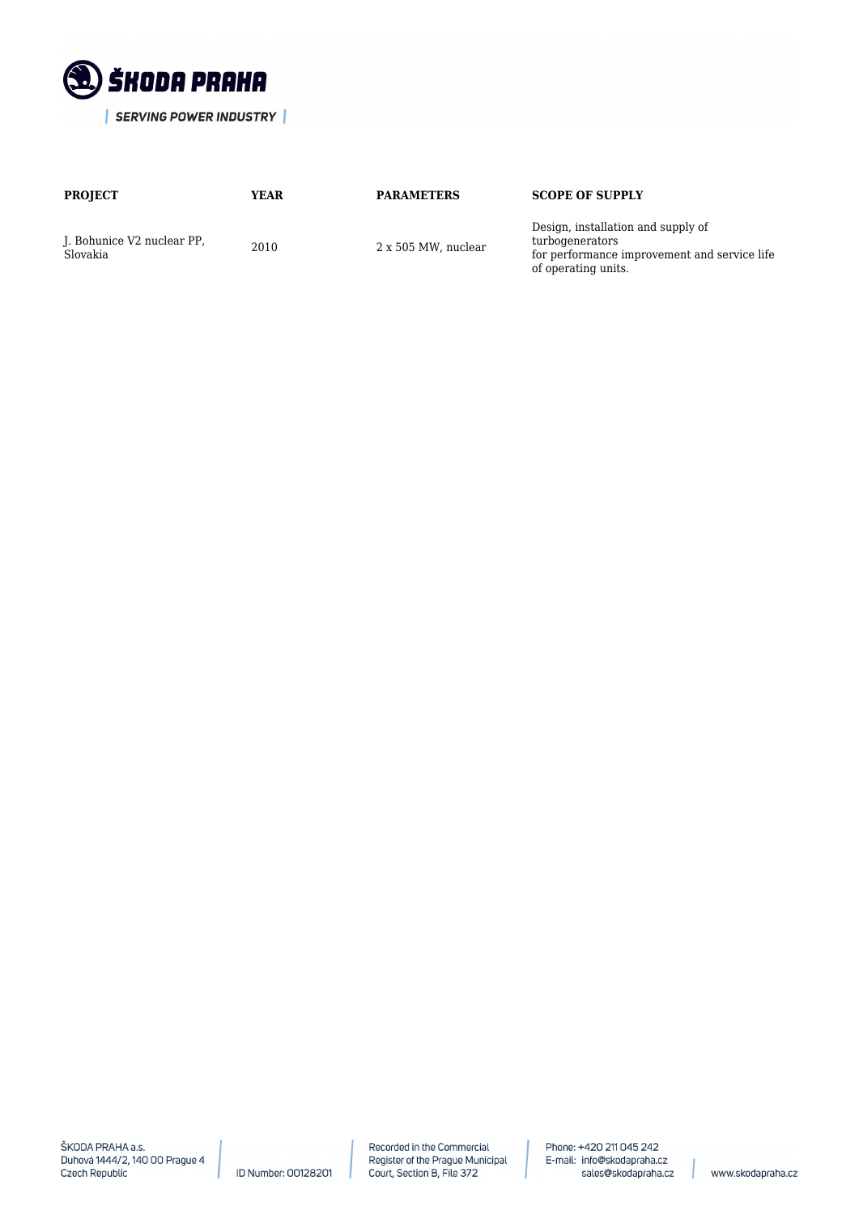| PROJECT | YEAR | PARAMETERS | SCOPE OF SUPPLY |
|---|---|---|---|
| J. Bohunice V2 nuclear PP, Slovakia | 2010 | 2 x 505 MW, nuclear | Design, installation and supply of turbogenerators for performance improvement and service life of operating units. |